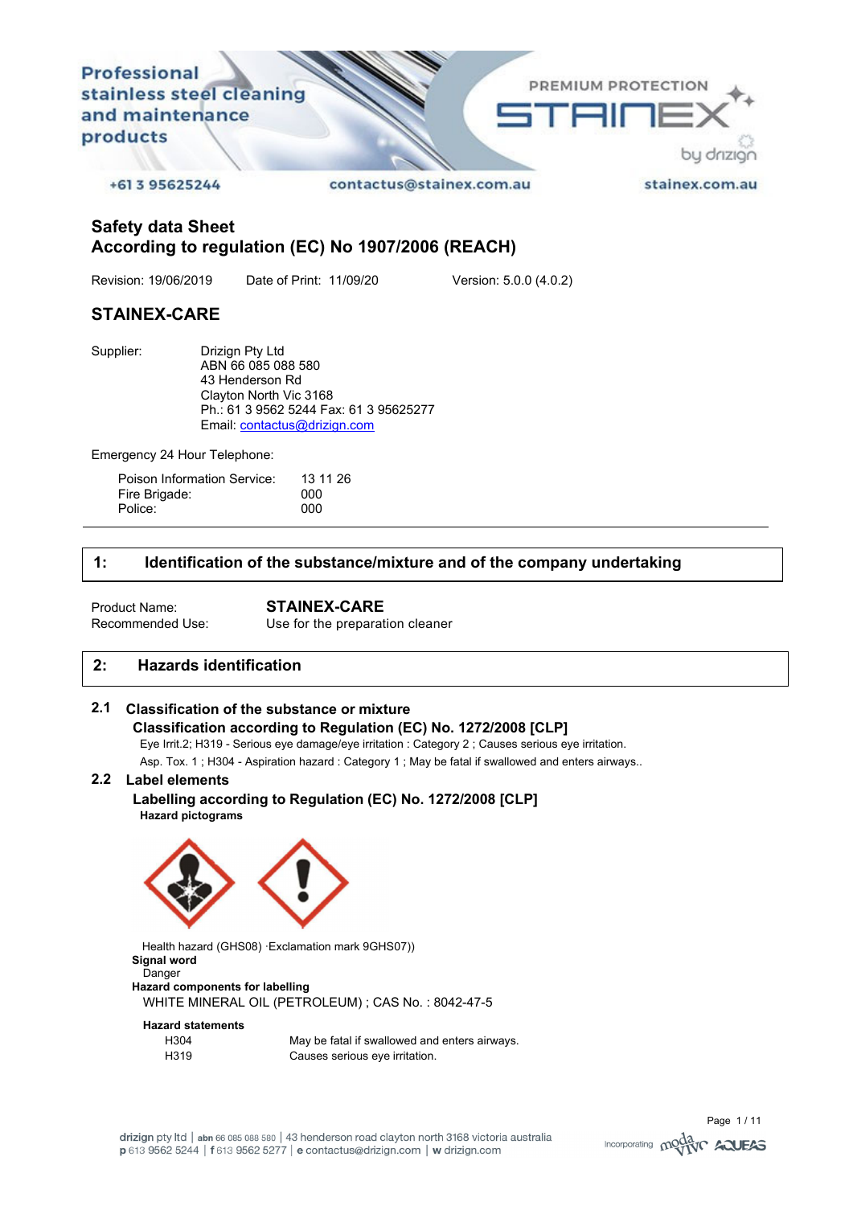Professional stainless steel cleaning and maintenance products

PREMIUM PROTECTION STAINEX by drizign

+61 3 95625244 contactus@stainex.com.au stainex.com.au

# Safety data Sheet
## According to regulation (EC) No 1907/2006 (REACH)

Revision: 19/06/2019 Date of Print: 11/09/20 Version: 5.0.0 (4.0.2)

## STAINEX-CARE

Supplier: Drizign Pty Ltd
ABN 66 085 088 580
43 Henderson Rd
Clayton North Vic 3168
Ph.: 61 3 9562 5244 Fax: 61 3 95625277
Email: contactus@drizign.com

Emergency 24 Hour Telephone:

| | |
|---|---|
| Poison Information Service: | 13 11 26 |
| Fire Brigade: | 000 |
| Police: | 000 |

## 1: Identification of the substance/mixture and of the company undertaking

Product Name: **STAINEX-CARE**
Recommended Use: Use for the preparation cleaner

## 2: Hazards identification

### 2.1 Classification of the substance or mixture

**Classification according to Regulation (EC) No. 1272/2008 [CLP]**

Eye Irrit.2; H319 - Serious eye damage/eye irritation : Category 2 ; Causes serious eye irritation.

Asp. Tox. 1 ; H304 - Aspiration hazard : Category 1 ; May be fatal if swallowed and enters airways..

### 2.2 Label elements

**Labelling according to Regulation (EC) No. 1272/2008 [CLP]**

**Hazard pictograms**

Health hazard (GHS08) ·Exclamation mark 9GHS07))

**Signal word**

Danger

**Hazard components for labelling**

WHITE MINERAL OIL (PETROLEUM) ; CAS No. : 8042-47-5

**Hazard statements**

| | |
|---|---|
| H304 | May be fatal if swallowed and enters airways. |
| H319 | Causes serious eye irritation. |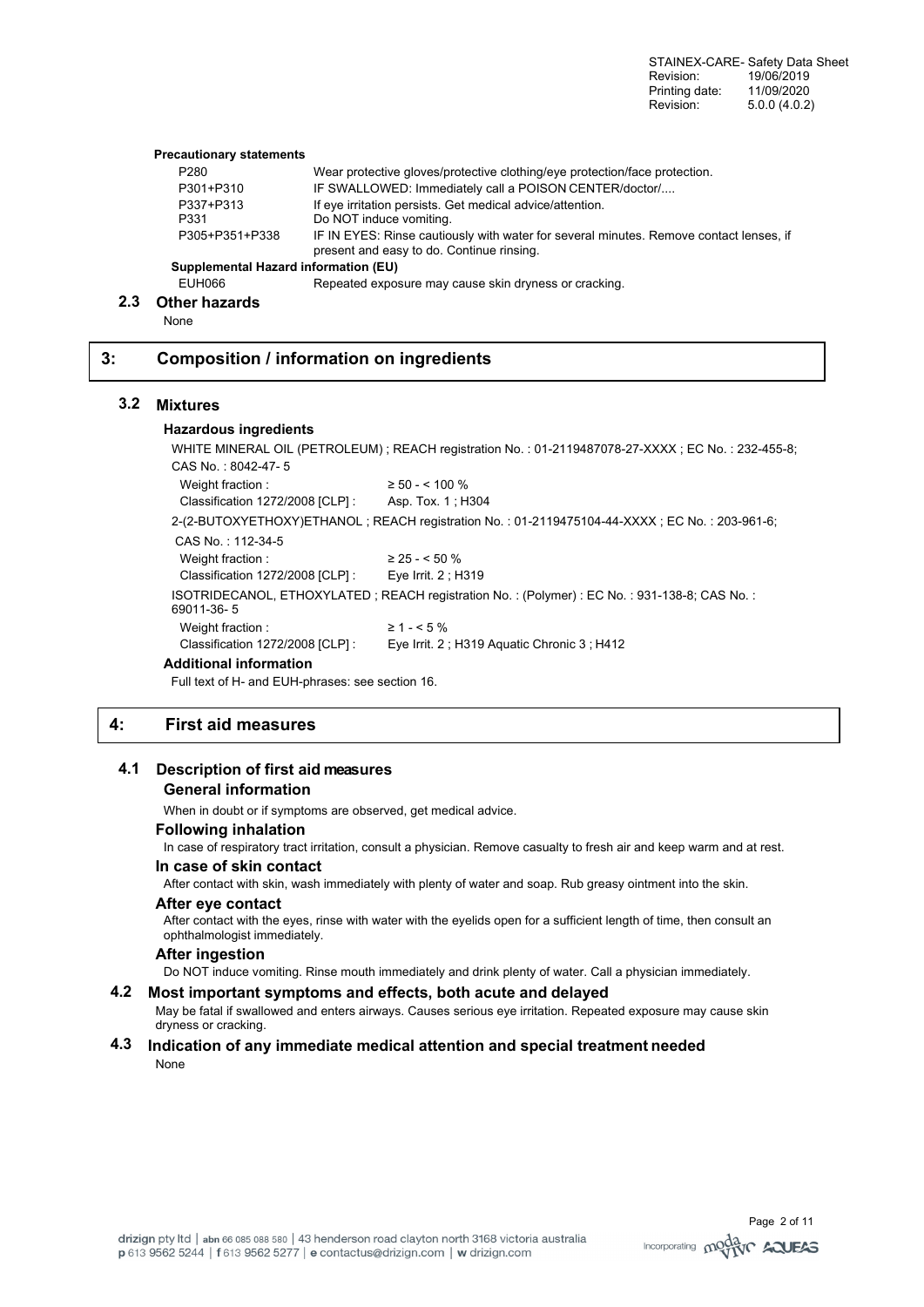**Precautionary statements**

| | |
|---|---|
| P280 | Wear protective gloves/protective clothing/eye protection/face protection. |
| P301+P310 | IF SWALLOWED: Immediately call a POISON CENTER/doctor/.... |
| P337+P313 | If eye irritation persists. Get medical advice/attention. |
| P331 | Do NOT induce vomiting. |
| P305+P351+P338 | IF IN EYES: Rinse cautiously with water for several minutes. Remove contact lenses, if present and easy to do. Continue rinsing. |

**Supplemental Hazard information (EU)**

| | |
|---|---|
| EUH066 | Repeated exposure may cause skin dryness or cracking. |

## 2.3 Other hazards

None

# 3: Composition / information on ingredients

## 3.2 Mixtures

### Hazardous ingredients

WHITE MINERAL OIL (PETROLEUM) ; REACH registration No. : 01-2119487078-27-XXXX ; EC No. : 232-455-8; CAS No. : 8042-47- 5

| | |
|---|---|
| Weight fraction : | ≥ 50 - < 100 % |
| Classification 1272/2008 [CLP] : | Asp. Tox. 1 ; H304 |

2-(2-BUTOXYETHOXY)ETHANOL ; REACH registration No. : 01-2119475104-44-XXXX ; EC No. : 203-961-6; CAS No. : 112-34-5

| | |
|---|---|
| Weight fraction : | ≥ 25 - < 50 % |
| Classification 1272/2008 [CLP] : | Eye Irrit. 2 ; H319 |

ISOTRIDECANOL, ETHOXYLATED ; REACH registration No. : (Polymer) : EC No. : 931-138-8; CAS No. : 69011-36- 5

| | |
|---|---|
| Weight fraction : | ≥ 1 - < 5 % |
| Classification 1272/2008 [CLP] : | Eye Irrit. 2 ; H319 Aquatic Chronic 3 ; H412 |

### Additional information

Full text of H- and EUH-phrases: see section 16.

# 4: First aid measures

## 4.1 Description of first aid measures

### General information

When in doubt or if symptoms are observed, get medical advice.

### Following inhalation

In case of respiratory tract irritation, consult a physician. Remove casualty to fresh air and keep warm and at rest.

### In case of skin contact

After contact with skin, wash immediately with plenty of water and soap. Rub greasy ointment into the skin.

### After eye contact

After contact with the eyes, rinse with water with the eyelids open for a sufficient length of time, then consult an ophthalmologist immediately.

### After ingestion

Do NOT induce vomiting. Rinse mouth immediately and drink plenty of water. Call a physician immediately.

## 4.2 Most important symptoms and effects, both acute and delayed

May be fatal if swallowed and enters airways. Causes serious eye irritation. Repeated exposure may cause skin dryness or cracking.

## 4.3 Indication of any immediate medical attention and special treatment needed

None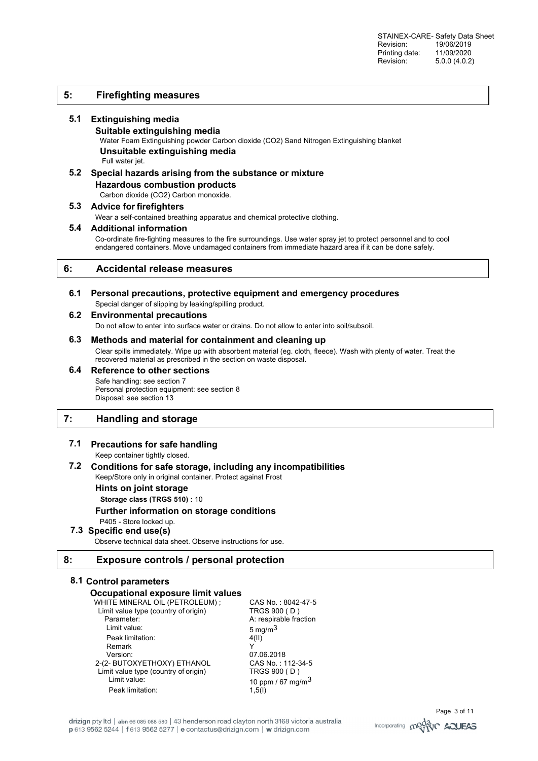## 5: Firefighting measures

### 5.1 Extinguishing media

**Suitable extinguishing media**

Water Foam Extinguishing powder Carbon dioxide ($CO_2$) Sand Nitrogen Extinguishing blanket

**Unsuitable extinguishing media**

Full water jet.

### 5.2 Special hazards arising from the substance or mixture

**Hazardous combustion products**

Carbon dioxide ($CO_2$) Carbon monoxide.

### 5.3 Advice for firefighters

Wear a self-contained breathing apparatus and chemical protective clothing.

### 5.4 Additional information

Co-ordinate fire-fighting measures to the fire surroundings. Use water spray jet to protect personnel and to cool endangered containers. Move undamaged containers from immediate hazard area if it can be done safely.

## 6: Accidental release measures

### 6.1 Personal precautions, protective equipment and emergency procedures

Special danger of slipping by leaking/spilling product.

### 6.2 Environmental precautions

Do not allow to enter into surface water or drains. Do not allow to enter into soil/subsoil.

### 6.3 Methods and material for containment and cleaning up

Clear spills immediately. Wipe up with absorbent material (eg. cloth, fleece). Wash with plenty of water. Treat the recovered material as prescribed in the section on waste disposal.

### 6.4 Reference to other sections

Safe handling: see section 7
Personal protection equipment: see section 8
Disposal: see section 13

## 7: Handling and storage

### 7.1 Precautions for safe handling

Keep container tightly closed.

### 7.2 Conditions for safe storage, including any incompatibilities

Keep/Store only in original container. Protect against Frost

**Hints on joint storage**

**Storage class (TRGS 510) :** 10

**Further information on storage conditions**

P405 - Store locked up.

### 7.3 Specific end use(s)

Observe technical data sheet. Observe instructions for use.

## 8: Exposure controls / personal protection

### 8.1 Control parameters

**Occupational exposure limit values**

| | |
|---|---|
| WHITE MINERAL OIL (PETROLEUM) ; | CAS No. : 8042-47-5 |
| Limit value type (country of origin) | TRGS 900 ( D ) |
| Parameter: | A: respirable fraction |
| Limit value: | 5 mg/m$^3$ |
| Peak limitation: | 4(II) |
| Remark | Y |
| Version: | 07.06.2018 |
| 2-(2- BUTOXYETHOXY) ETHANOL | CAS No. : 112-34-5 |
| Limit value type (country of origin) | TRGS 900 ( D ) |
| Limit value: | 10 ppm / 67 mg/m$^3$ |
| Peak limitation: | 1,5(I) |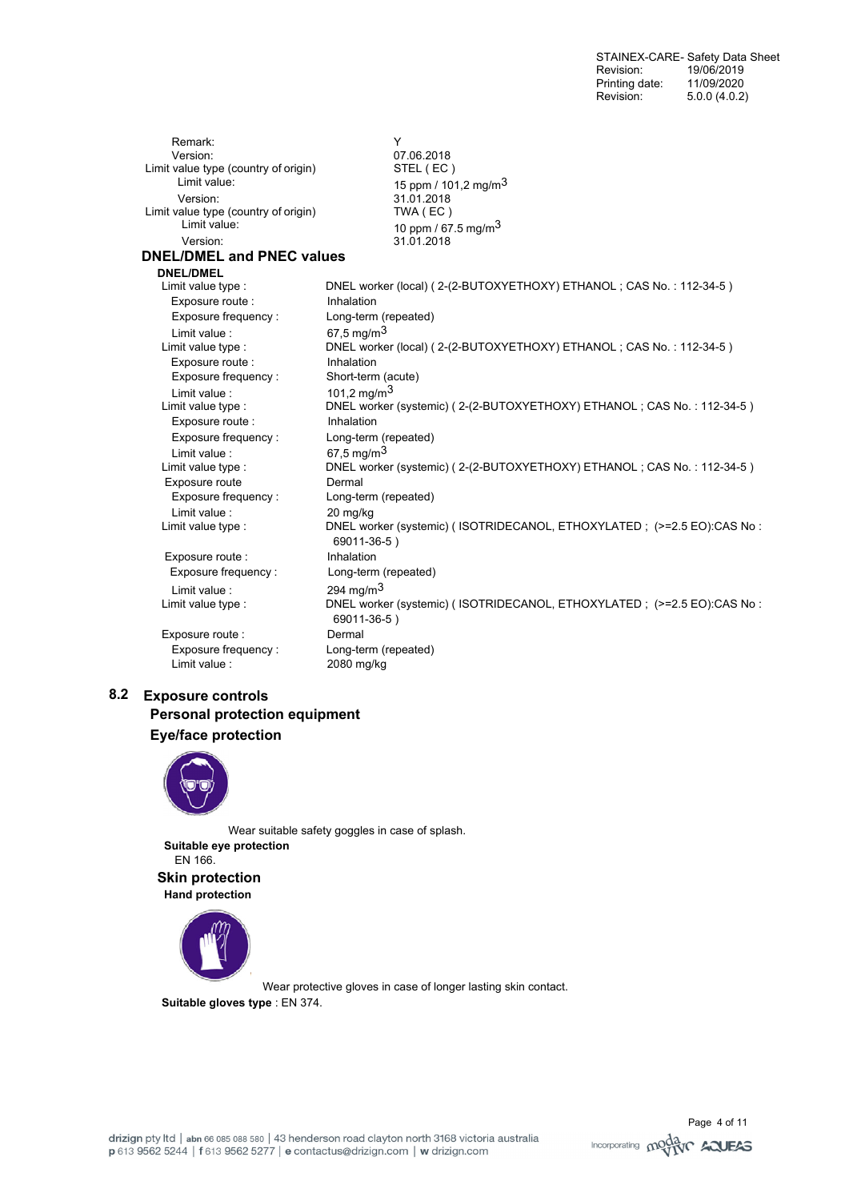| | |
|---|---|
| Remark: | Y |
| Version: | 07.06.2018 |
| Limit value type (country of origin) | STEL ( EC ) |
| Limit value: | 15 ppm / 101,2 mg/m$^3$ |
| Version: | 31.01.2018 |
| Limit value type (country of origin) | TWA ( EC ) |
| Limit value: | 10 ppm / 67.5 mg/m$^3$ |
| Version: | 31.01.2018 |

### DNEL/DMEL and PNEC values

**DNEL/DMEL**

| | |
|---|---|
| Limit value type : | DNEL worker (local) ( 2-(2-BUTOXYETHOXY) ETHANOL ; CAS No. : 112-34-5 ) |
| Exposure route : | Inhalation |
| Exposure frequency : | Long-term (repeated) |
| Limit value : | 67,5 mg/m$^3$ |
| Limit value type : | DNEL worker (local) ( 2-(2-BUTOXYETHOXY) ETHANOL ; CAS No. : 112-34-5 ) |
| Exposure route : | Inhalation |
| Exposure frequency : | Short-term (acute) |
| Limit value : | 101,2 mg/m$^3$ |
| Limit value type : | DNEL worker (systemic) ( 2-(2-BUTOXYETHOXY) ETHANOL ; CAS No. : 112-34-5 ) |
| Exposure route : | Inhalation |
| Exposure frequency : | Long-term (repeated) |
| Limit value : | 67,5 mg/m$^3$ |
| Limit value type : | DNEL worker (systemic) ( 2-(2-BUTOXYETHOXY) ETHANOL ; CAS No. : 112-34-5 ) |
| Exposure route | Dermal |
| Exposure frequency : | Long-term (repeated) |
| Limit value : | 20 mg/kg |
| Limit value type : | DNEL worker (systemic) ( ISOTRIDECANOL, ETHOXYLATED ; (>=2.5 EO):CAS No : 69011-36-5 ) |
| Exposure route : | Inhalation |
| Exposure frequency : | Long-term (repeated) |
| Limit value : | 294 mg/m$^3$ |
| Limit value type : | DNEL worker (systemic) ( ISOTRIDECANOL, ETHOXYLATED ; (>=2.5 EO):CAS No : 69011-36-5 ) |
| Exposure route : | Dermal |
| Exposure frequency : | Long-term (repeated) |
| Limit value : | 2080 mg/kg |

## 8.2 Exposure controls

### Personal protection equipment

### Eye/face protection

Wear suitable safety goggles in case of splash.

**Suitable eye protection**

EN 166.

### Skin protection

**Hand protection**

Wear protective gloves in case of longer lasting skin contact.

**Suitable gloves type** : EN 374.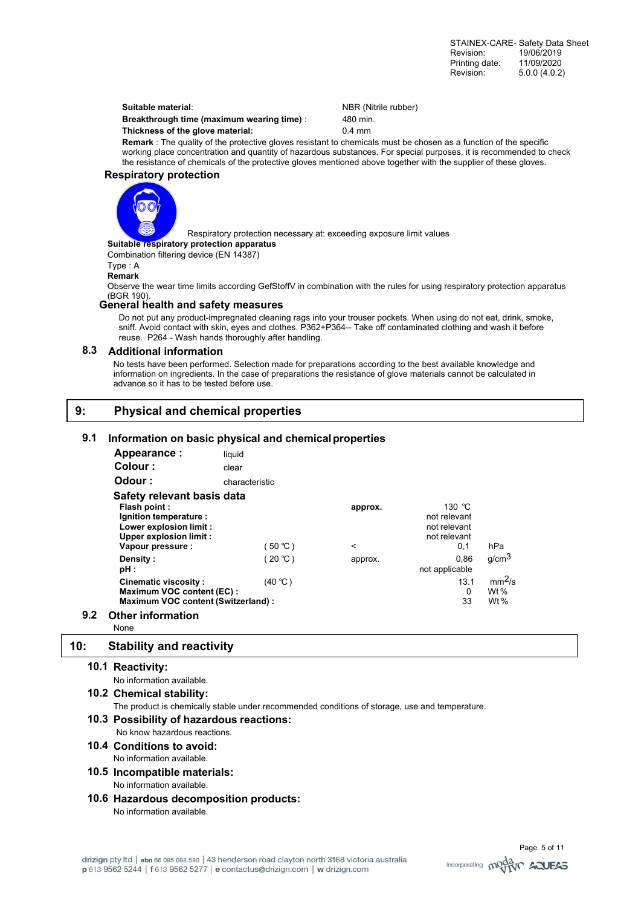**Suitable material**: NBR (Nitrile rubber)

**Breakthrough time (maximum wearing time)** : 480 min.

**Thickness of the glove material:** 0.4 mm

**Remark** : The quality of the protective gloves resistant to chemicals must be chosen as a function of the specific working place concentration and quantity of hazardous substances. For special purposes, it is recommended to check the resistance of chemicals of the protective gloves mentioned above together with the supplier of these gloves.

### Respiratory protection

Respiratory protection necessary at: exceeding exposure limit values

**Suitable respiratory protection apparatus**

Combination filtering device (EN 14387)

Type : A

**Remark**

Observe the wear time limits according GefStoffV in combination with the rules for using respiratory protection apparatus (BGR 190).

### General health and safety measures

Do not put any product-impregnated cleaning rags into your trouser pockets. When using do not eat, drink, smoke, sniff. Avoid contact with skin, eyes and clothes. P362+P364-- Take off contaminated clothing and wash it before reuse. P264 - Wash hands thoroughly after handling.

## 8.3 Additional information

No tests have been performed. Selection made for preparations according to the best available knowledge and information on ingredients. In the case of preparations the resistance of glove materials cannot be calculated in advance so it has to be tested before use.

# 9: Physical and chemical properties

## 9.1 Information on basic physical and chemical properties

**Appearance :** liquid

**Colour :** clear

**Odour :** characteristic

### Safety relevant basis data

| | | | | |
|---|---|---|---|---|
| **Flash point :** | | approx. | 130 °C | |
| **Ignition temperature :** | | | not relevant | |
| **Lower explosion limit :** | | | not relevant | |
| **Upper explosion limit :** | | | not relevant | |
| **Vapour pressure :** | ( 50 °C ) | < | 0,1 | hPa |
| **Density :** | ( 20 °C ) | approx. | 0,86 | $g/cm^3$ |
| **pH :** | | | not applicable | |
| **Cinematic viscosity :** | (40 °C ) | | 13.1 | $mm^2/s$ |
| **Maximum VOC content (EC) :** | | | 0 | Wt % |
| **Maximum VOC content (Switzerland) :** | | | 33 | Wt % |

## 9.2 Other information

None

# 10: Stability and reactivity

## 10.1 Reactivity:

No information available.

## 10.2 Chemical stability:

The product is chemically stable under recommended conditions of storage, use and temperature.

## 10.3 Possibility of hazardous reactions:

No know hazardous reactions.

## 10.4 Conditions to avoid:

No information available.

## 10.5 Incompatible materials:

No information available.

## 10.6 Hazardous decomposition products:

No information available.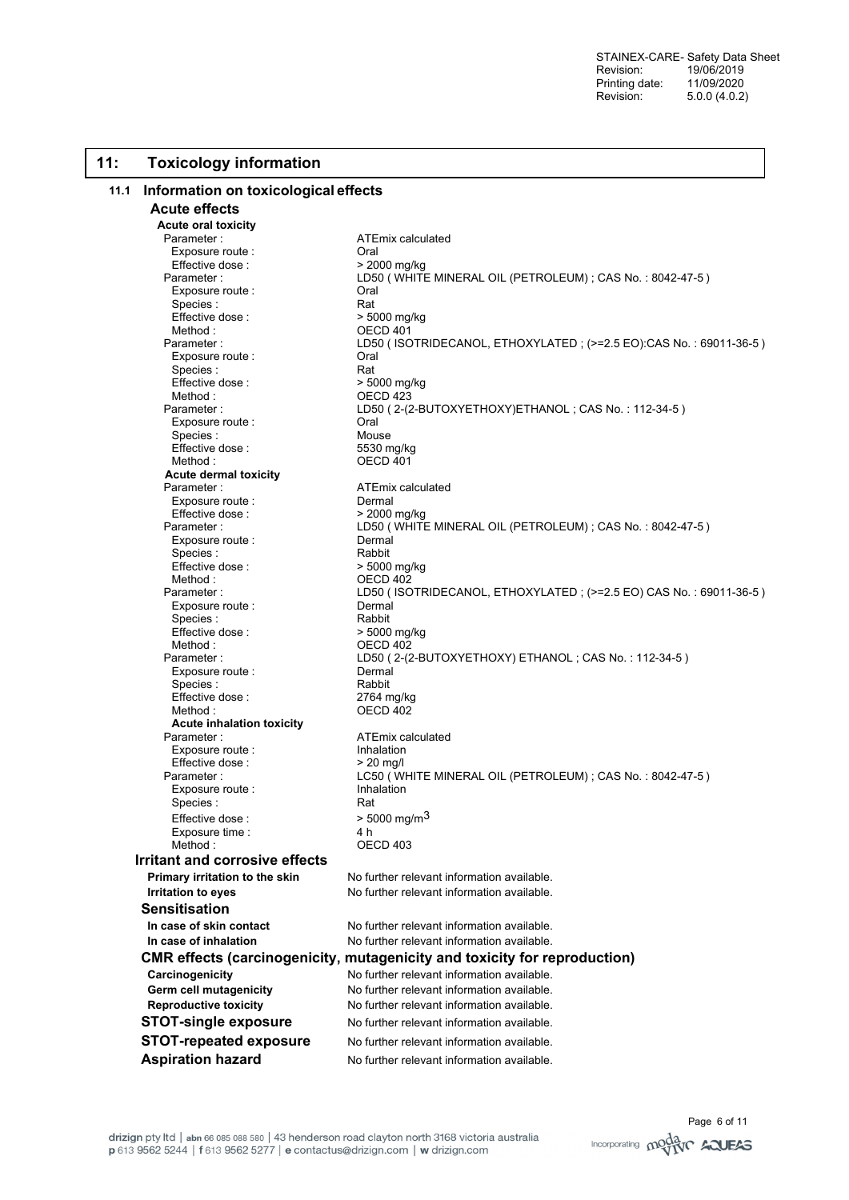## 11: Toxicology information

### 11.1 Information on toxicological effects

#### Acute effects

**Acute oral toxicity**

| | |
|---|---|
| Parameter : | ATEmix calculated |
| Exposure route : | Oral |
| Effective dose : | > 2000 mg/kg |
| Parameter : | LD50 ( WHITE MINERAL OIL (PETROLEUM) ; CAS No. : 8042-47-5 ) |
| Exposure route : | Oral |
| Species : | Rat |
| Effective dose : | > 5000 mg/kg |
| Method : | OECD 401 |
| Parameter : | LD50 ( ISOTRIDECANOL, ETHOXYLATED ; (>=2.5 EO):CAS No. : 69011-36-5 ) |
| Exposure route : | Oral |
| Species : | Rat |
| Effective dose : | > 5000 mg/kg |
| Method : | OECD 423 |
| Parameter : | LD50 ( 2-(2-BUTOXYETHOXY)ETHANOL ; CAS No. : 112-34-5 ) |
| Exposure route : | Oral |
| Species : | Mouse |
| Effective dose : | 5530 mg/kg |
| Method : | OECD 401 |

**Acute dermal toxicity**

| | |
|---|---|
| Parameter : | ATEmix calculated |
| Exposure route : | Dermal |
| Effective dose : | > 2000 mg/kg |
| Parameter : | LD50 ( WHITE MINERAL OIL (PETROLEUM) ; CAS No. : 8042-47-5 ) |
| Exposure route : | Dermal |
| Species : | Rabbit |
| Effective dose : | > 5000 mg/kg |
| Method : | OECD 402 |
| Parameter : | LD50 ( ISOTRIDECANOL, ETHOXYLATED ; (>=2.5 EO) CAS No. : 69011-36-5 ) |
| Exposure route : | Dermal |
| Species : | Rabbit |
| Effective dose : | > 5000 mg/kg |
| Method : | OECD 402 |
| Parameter : | LD50 ( 2-(2-BUTOXYETHOXY) ETHANOL ; CAS No. : 112-34-5 ) |
| Exposure route : | Dermal |
| Species : | Rabbit |
| Effective dose : | 2764 mg/kg |
| Method : | OECD 402 |

**Acute inhalation toxicity**

| | |
|---|---|
| Parameter : | ATEmix calculated |
| Exposure route : | Inhalation |
| Effective dose : | > 20 mg/l |
| Parameter : | LC50 ( WHITE MINERAL OIL (PETROLEUM) ; CAS No. : 8042-47-5 ) |
| Exposure route : | Inhalation |
| Species : | Rat |
| Effective dose : | > 5000 mg/m$^3$ |
| Exposure time : | 4 h |
| Method : | OECD 403 |

#### Irritant and corrosive effects

| | |
|---|---|
| **Primary irritation to the skin** | No further relevant information available. |
| **Irritation to eyes** | No further relevant information available. |

#### Sensitisation

| | |
|---|---|
| **In case of skin contact** | No further relevant information available. |
| **In case of inhalation** | No further relevant information available. |

#### CMR effects (carcinogenicity, mutagenicity and toxicity for reproduction)

| | |
|---|---|
| **Carcinogenicity** | No further relevant information available. |
| **Germ cell mutagenicity** | No further relevant information available. |
| **Reproductive toxicity** | No further relevant information available. |

#### STOT-single exposure
No further relevant information available.

#### STOT-repeated exposure
No further relevant information available.

#### Aspiration hazard
No further relevant information available.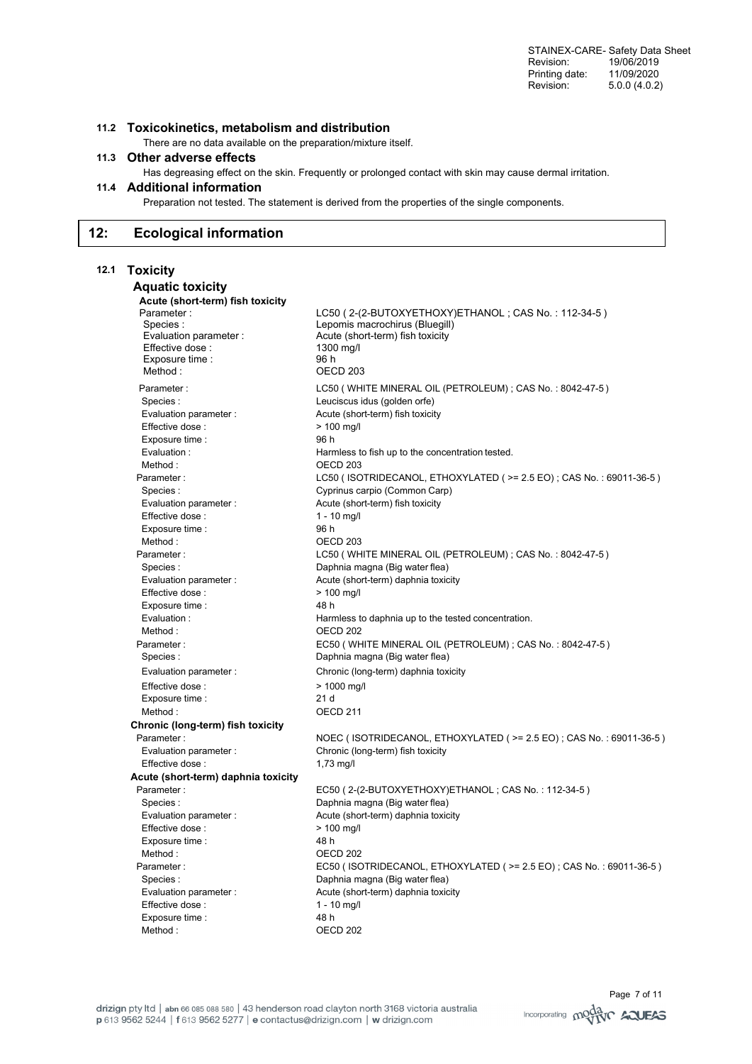### 11.2 Toxicokinetics, metabolism and distribution

There are no data available on the preparation/mixture itself.

### 11.3 Other adverse effects

Has degreasing effect on the skin. Frequently or prolonged contact with skin may cause dermal irritation.

### 11.4 Additional information

Preparation not tested. The statement is derived from the properties of the single components.

## 12: Ecological information

### 12.1 Toxicity

#### Aquatic toxicity

**Acute (short-term) fish toxicity**

| | |
|---|---|
| Parameter : | LC50 ( 2-(2-BUTOXYETHOXY)ETHANOL ; CAS No. : 112-34-5 ) |
| Species : | Lepomis macrochirus (Bluegill) |
| Evaluation parameter : | Acute (short-term) fish toxicity |
| Effective dose : | 1300 mg/l |
| Exposure time : | 96 h |
| Method : | OECD 203 |
| Parameter : | LC50 ( WHITE MINERAL OIL (PETROLEUM) ; CAS No. : 8042-47-5 ) |
| Species : | Leuciscus idus (golden orfe) |
| Evaluation parameter : | Acute (short-term) fish toxicity |
| Effective dose : | > 100 mg/l |
| Exposure time : | 96 h |
| Evaluation : | Harmless to fish up to the concentration tested. |
| Method : | OECD 203 |
| Parameter : | LC50 ( ISOTRIDECANOL, ETHOXYLATED ( >= 2.5 EO) ; CAS No. : 69011-36-5 ) |
| Species : | Cyprinus carpio (Common Carp) |
| Evaluation parameter : | Acute (short-term) fish toxicity |
| Effective dose : | 1 - 10 mg/l |
| Exposure time : | 96 h |
| Method : | OECD 203 |
| Parameter : | LC50 ( WHITE MINERAL OIL (PETROLEUM) ; CAS No. : 8042-47-5 ) |
| Species : | Daphnia magna (Big water flea) |
| Evaluation parameter : | Acute (short-term) daphnia toxicity |
| Effective dose : | > 100 mg/l |
| Exposure time : | 48 h |
| Evaluation : | Harmless to daphnia up to the tested concentration. |
| Method : | OECD 202 |
| Parameter : | EC50 ( WHITE MINERAL OIL (PETROLEUM) ; CAS No. : 8042-47-5 ) |
| Species : | Daphnia magna (Big water flea) |
| Evaluation parameter : | Chronic (long-term) daphnia toxicity |
| Effective dose : | > 1000 mg/l |
| Exposure time : | 21 d |
| Method : | OECD 211 |

**Chronic (long-term) fish toxicity**

| | |
|---|---|
| Parameter : | NOEC ( ISOTRIDECANOL, ETHOXYLATED ( >= 2.5 EO) ; CAS No. : 69011-36-5 ) |
| Evaluation parameter : | Chronic (long-term) fish toxicity |
| Effective dose : | 1,73 mg/l |

**Acute (short-term) daphnia toxicity**

| | |
|---|---|
| Parameter : | EC50 ( 2-(2-BUTOXYETHOXY)ETHANOL ; CAS No. : 112-34-5 ) |
| Species : | Daphnia magna (Big water flea) |
| Evaluation parameter : | Acute (short-term) daphnia toxicity |
| Effective dose : | > 100 mg/l |
| Exposure time : | 48 h |
| Method : | OECD 202 |
| Parameter : | EC50 ( ISOTRIDECANOL, ETHOXYLATED ( >= 2.5 EO) ; CAS No. : 69011-36-5 ) |
| Species : | Daphnia magna (Big water flea) |
| Evaluation parameter : | Acute (short-term) daphnia toxicity |
| Effective dose : | 1 - 10 mg/l |
| Exposure time : | 48 h |
| Method : | OECD 202 |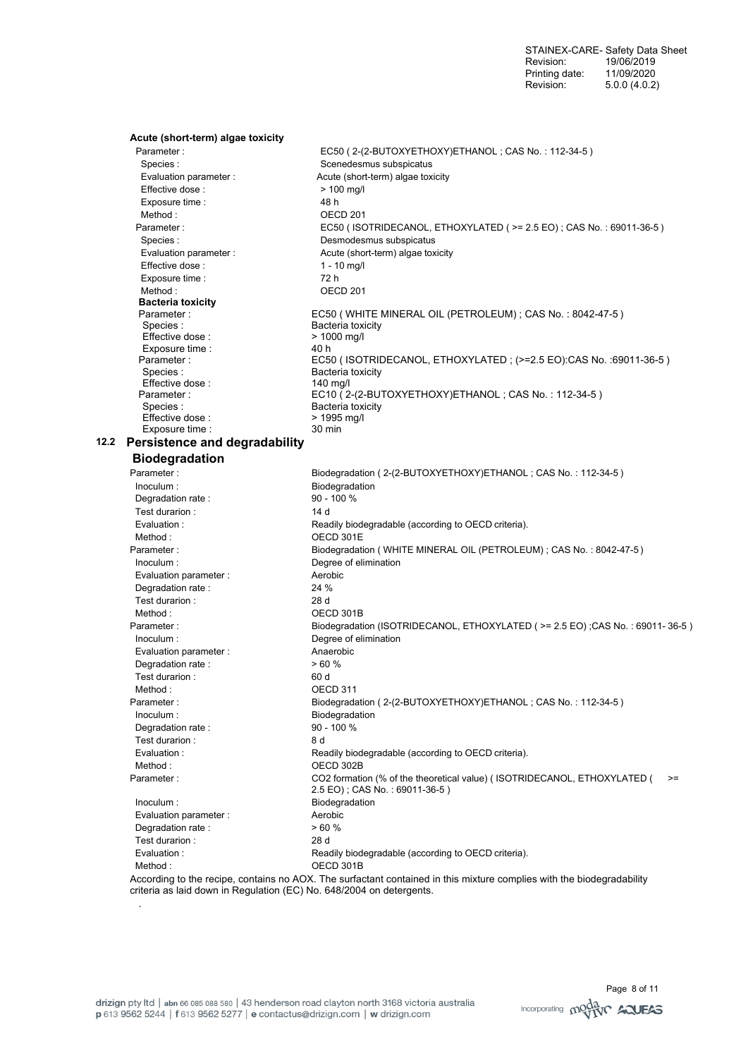**Acute (short-term) algae toxicity**

| | |
|---|---|
| Parameter : | EC50 ( 2-(2-BUTOXYETHOXY)ETHANOL ; CAS No. : 112-34-5 ) |
| Species : | Scenedesmus subspicatus |
| Evaluation parameter : | Acute (short-term) algae toxicity |
| Effective dose : | > 100 mg/l |
| Exposure time : | 48 h |
| Method : | OECD 201 |
| Parameter : | EC50 ( ISOTRIDECANOL, ETHOXYLATED ( >= 2.5 EO) ; CAS No. : 69011-36-5 ) |
| Species : | Desmodesmus subspicatus |
| Evaluation parameter : | Acute (short-term) algae toxicity |
| Effective dose : | 1 - 10 mg/l |
| Exposure time : | 72 h |
| Method : | OECD 201 |

**Bacteria toxicity**

| | |
|---|---|
| Parameter : | EC50 ( WHITE MINERAL OIL (PETROLEUM) ; CAS No. : 8042-47-5 ) |
| Species : | Bacteria toxicity |
| Effective dose : | > 1000 mg/l |
| Exposure time : | 40 h |
| Parameter : | EC50 ( ISOTRIDECANOL, ETHOXYLATED ; (>=2.5 EO):CAS No. :69011-36-5 ) |
| Species : | Bacteria toxicity |
| Effective dose : | 140 mg/l |
| Parameter : | EC10 ( 2-(2-BUTOXYETHOXY)ETHANOL ; CAS No. : 112-34-5 ) |
| Species : | Bacteria toxicity |
| Effective dose : | > 1995 mg/l |
| Exposure time : | 30 min |

## 12.2 Persistence and degradability

### Biodegradation

| | |
|---|---|
| Parameter : | Biodegradation ( 2-(2-BUTOXYETHOXY)ETHANOL ; CAS No. : 112-34-5 ) |
| Inoculum : | Biodegradation |
| Degradation rate : | 90 - 100 % |
| Test durarion : | 14 d |
| Evaluation : | Readily biodegradable (according to OECD criteria). |
| Method : | OECD 301E |
| Parameter : | Biodegradation ( WHITE MINERAL OIL (PETROLEUM) ; CAS No. : 8042-47-5 ) |
| Inoculum : | Degree of elimination |
| Evaluation parameter : | Aerobic |
| Degradation rate : | 24 % |
| Test durarion : | 28 d |
| Method : | OECD 301B |
| Parameter : | Biodegradation (ISOTRIDECANOL, ETHOXYLATED ( >= 2.5 EO) ;CAS No. : 69011- 36-5 ) |
| Inoculum : | Degree of elimination |
| Evaluation parameter : | Anaerobic |
| Degradation rate : | > 60 % |
| Test durarion : | 60 d |
| Method : | OECD 311 |
| Parameter : | Biodegradation ( 2-(2-BUTOXYETHOXY)ETHANOL ; CAS No. : 112-34-5 ) |
| Inoculum : | Biodegradation |
| Degradation rate : | 90 - 100 % |
| Test durarion : | 8 d |
| Evaluation : | Readily biodegradable (according to OECD criteria). |
| Method : | OECD 302B |
| Parameter : | CO2 formation (% of the theoretical value) ( ISOTRIDECANOL, ETHOXYLATED ( >= 2.5 EO) ; CAS No. : 69011-36-5 ) |
| Inoculum : | Biodegradation |
| Evaluation parameter : | Aerobic |
| Degradation rate : | > 60 % |
| Test durarion : | 28 d |
| Evaluation : | Readily biodegradable (according to OECD criteria). |
| Method : | OECD 301B |

According to the recipe, contains no AOX. The surfactant contained in this mixture complies with the biodegradability criteria as laid down in Regulation (EC) No. 648/2004 on detergents.

.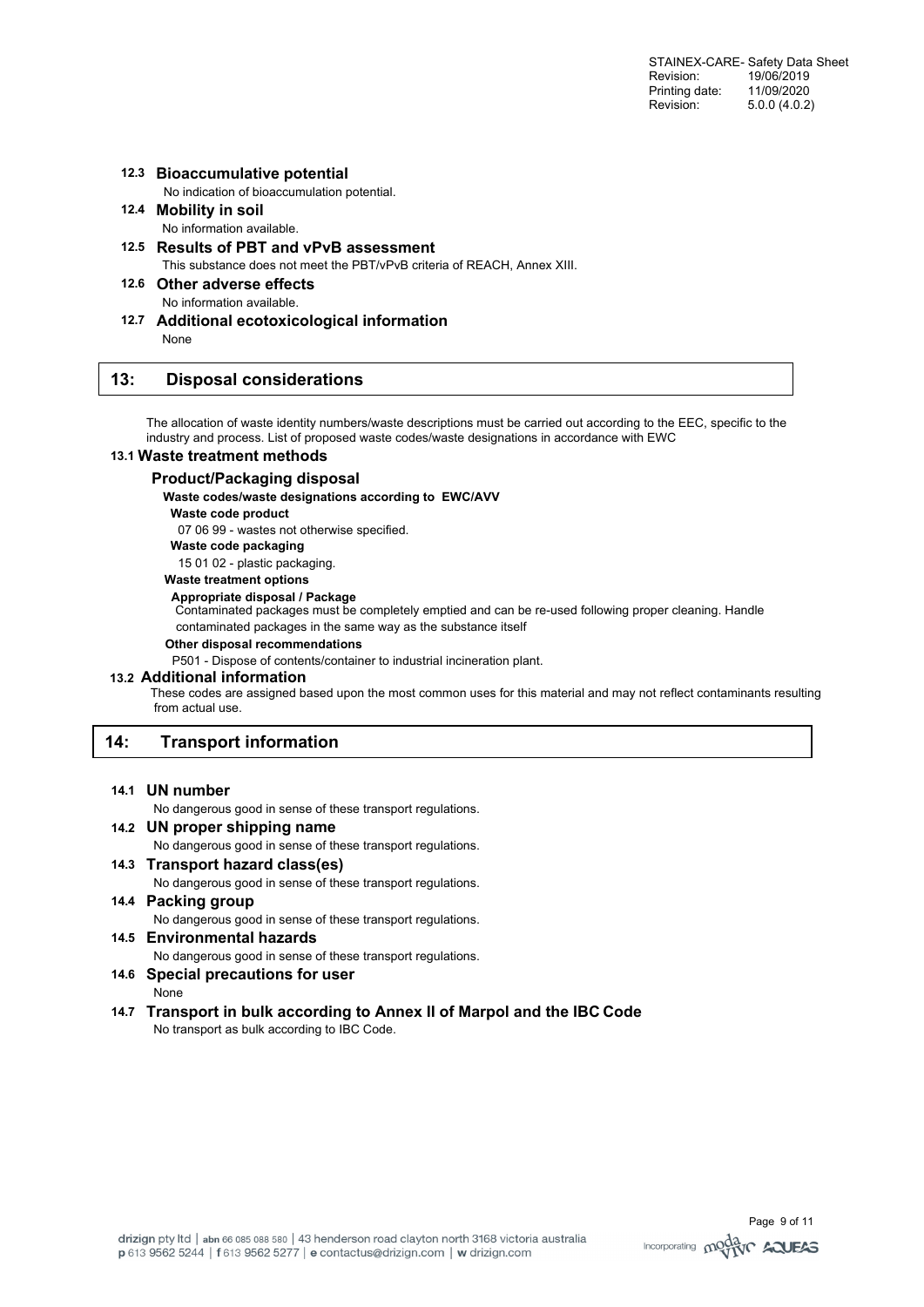### 12.3 Bioaccumulative potential

No indication of bioaccumulation potential.

### 12.4 Mobility in soil

No information available.

### 12.5 Results of PBT and vPvB assessment

This substance does not meet the PBT/vPvB criteria of REACH, Annex XIII.

### 12.6 Other adverse effects

No information available.

### 12.7 Additional ecotoxicological information

None

## 13: Disposal considerations

The allocation of waste identity numbers/waste descriptions must be carried out according to the EEC, specific to the industry and process. List of proposed waste codes/waste designations in accordance with EWC

### 13.1 Waste treatment methods

#### Product/Packaging disposal

**Waste codes/waste designations according to EWC/AVV**

**Waste code product**

07 06 99 - wastes not otherwise specified.

**Waste code packaging**

15 01 02 - plastic packaging.

**Waste treatment options**

**Appropriate disposal / Package**

Contaminated packages must be completely emptied and can be re-used following proper cleaning. Handle contaminated packages in the same way as the substance itself

**Other disposal recommendations**

P501 - Dispose of contents/container to industrial incineration plant.

### 13.2 Additional information

These codes are assigned based upon the most common uses for this material and may not reflect contaminants resulting from actual use.

## 14: Transport information

### 14.1 UN number

No dangerous good in sense of these transport regulations.

### 14.2 UN proper shipping name

No dangerous good in sense of these transport regulations.

### 14.3 Transport hazard class(es)

No dangerous good in sense of these transport regulations.

### 14.4 Packing group

No dangerous good in sense of these transport regulations.

### 14.5 Environmental hazards

No dangerous good in sense of these transport regulations.

### 14.6 Special precautions for user

None

### 14.7 Transport in bulk according to Annex II of Marpol and the IBC Code

No transport as bulk according to IBC Code.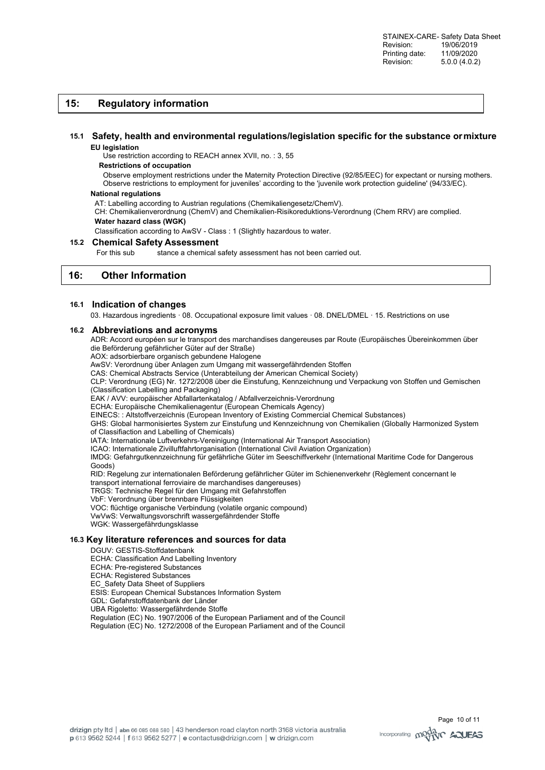## 15: Regulatory information

### 15.1 Safety, health and environmental regulations/legislation specific for the substance or mixture

**EU legislation**

Use restriction according to REACH annex XVII, no. : 3, 55

**Restrictions of occupation**

Observe employment restrictions under the Maternity Protection Directive (92/85/EEC) for expectant or nursing mothers. Observe restrictions to employment for juveniles' according to the 'juvenile work protection guideline' (94/33/EC).

**National regulations**

AT: Labelling according to Austrian regulations (Chemikaliengesetz/ChemV).

CH: Chemikalienverordnung (ChemV) and Chemikalien-Risikoreduktions-Verordnung (Chem RRV) are complied.

**Water hazard class (WGK)**

Classification according to AwSV - Class : 1 (Slightly hazardous to water.

### 15.2 Chemical Safety Assessment

For this sub stance a chemical safety assessment has not been carried out.

## 16: Other Information

### 16.1 Indication of changes

03. Hazardous ingredients · 08. Occupational exposure limit values · 08. DNEL/DMEL · 15. Restrictions on use

### 16.2 Abbreviations and acronyms

ADR: Accord européen sur le transport des marchandises dangereuses par Route (Europäisches Übereinkommen über die Beförderung gefährlicher Güter auf der Straße)
AOX: adsorbierbare organisch gebundene Halogene
AwSV: Verordnung über Anlagen zum Umgang mit wassergefährdenden Stoffen
CAS: Chemical Abstracts Service (Unterabteilung der American Chemical Society)
CLP: Verordnung (EG) Nr. 1272/2008 über die Einstufung, Kennzeichnung und Verpackung von Stoffen und Gemischen (Classification Labelling and Packaging)
EAK / AVV: europäischer Abfallartenkatalog / Abfallverzeichnis-Verordnung
ECHA: Europäische Chemikalienagentur (European Chemicals Agency)
EINECS: : Altstoffverzeichnis (European Inventory of Existing Commercial Chemical Substances)
GHS: Global harmonisiertes System zur Einstufung und Kennzeichnung von Chemikalien (Globally Harmonized System of Classifiaction and Labelling of Chemicals)
IATA: Internationale Luftverkehrs-Vereinigung (International Air Transport Association)
ICAO: Internationale Zivilluftfahrtorganisation (International Civil Aviation Organization)
IMDG: Gefahrgutkennzeichnung für gefährliche Güter im Seeschiffverkehr (International Maritime Code for Dangerous Goods)
RID: Regelung zur internationalen Beförderung gefährlicher Güter im Schienenverkehr (Règlement concernant le transport international ferroviaire de marchandises dangereuses)
TRGS: Technische Regel für den Umgang mit Gefahrstoffen
VbF: Verordnung über brennbare Flüssigkeiten
VOC: flüchtige organische Verbindung (volatile organic compound)
VwVwS: Verwaltungsvorschrift wassergefährdender Stoffe
WGK: Wassergefährdungsklasse

### 16.3 Key literature references and sources for data

DGUV: GESTIS-Stoffdatenbank
ECHA: Classification And Labelling Inventory
ECHA: Pre-registered Substances
ECHA: Registered Substances
EC_Safety Data Sheet of Suppliers
ESIS: European Chemical Substances Information System
GDL: Gefahrstoffdatenbank der Länder
UBA Rigoletto: Wassergefährdende Stoffe
Regulation (EC) No. 1907/2006 of the European Parliament and of the Council
Regulation (EC) No. 1272/2008 of the European Parliament and of the Council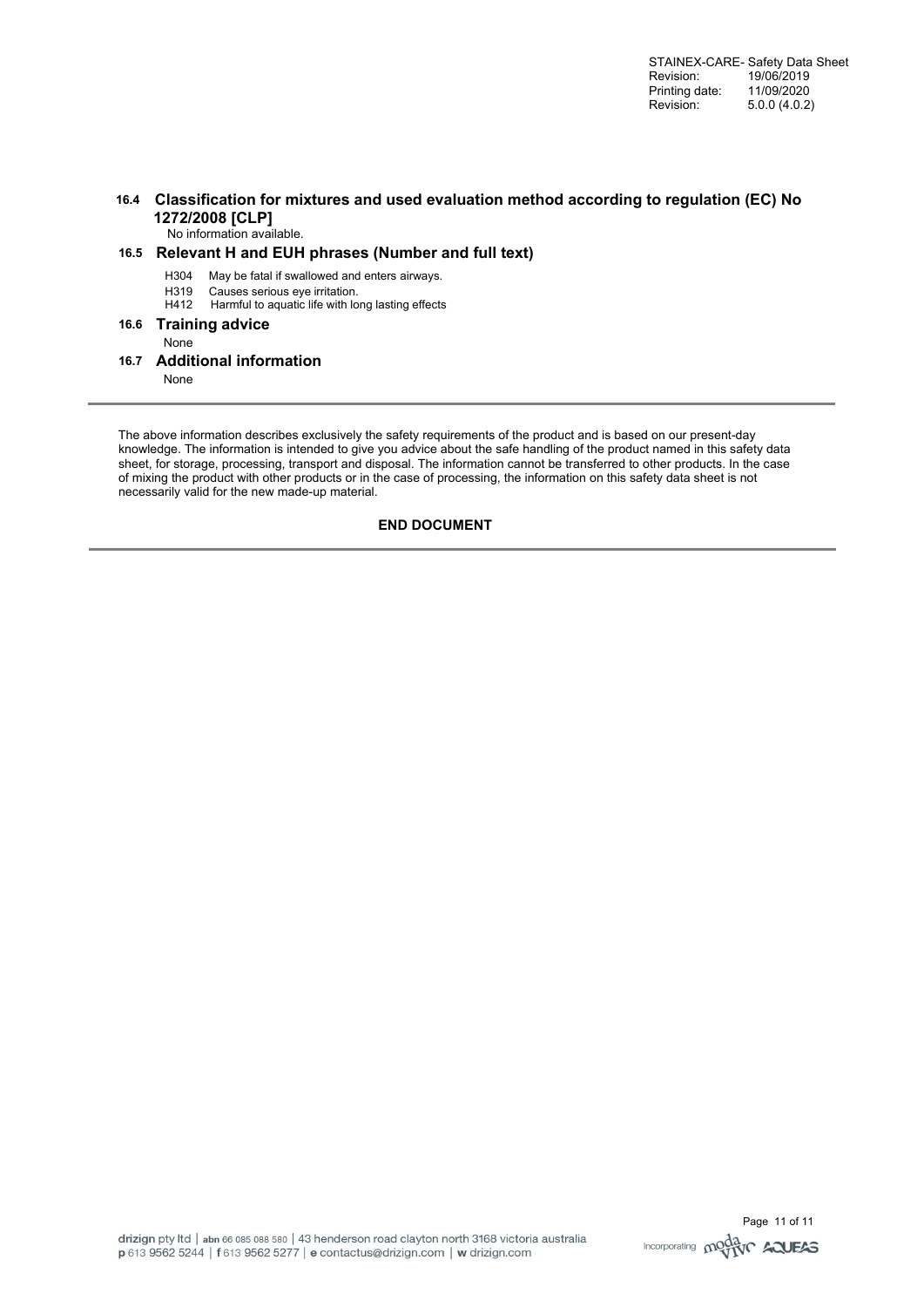## 16.4 Classification for mixtures and used evaluation method according to regulation (EC) No 1272/2008 [CLP]

No information available.

## 16.5 Relevant H and EUH phrases (Number and full text)

H304 May be fatal if swallowed and enters airways.
H319 Causes serious eye irritation.
H412 Harmful to aquatic life with long lasting effects

## 16.6 Training advice

None

## 16.7 Additional information

None

---

The above information describes exclusively the safety requirements of the product and is based on our present-day knowledge. The information is intended to give you advice about the safe handling of the product named in this safety data sheet, for storage, processing, transport and disposal. The information cannot be transferred to other products. In the case of mixing the product with other products or in the case of processing, the information on this safety data sheet is not necessarily valid for the new made-up material.

**END DOCUMENT**

---